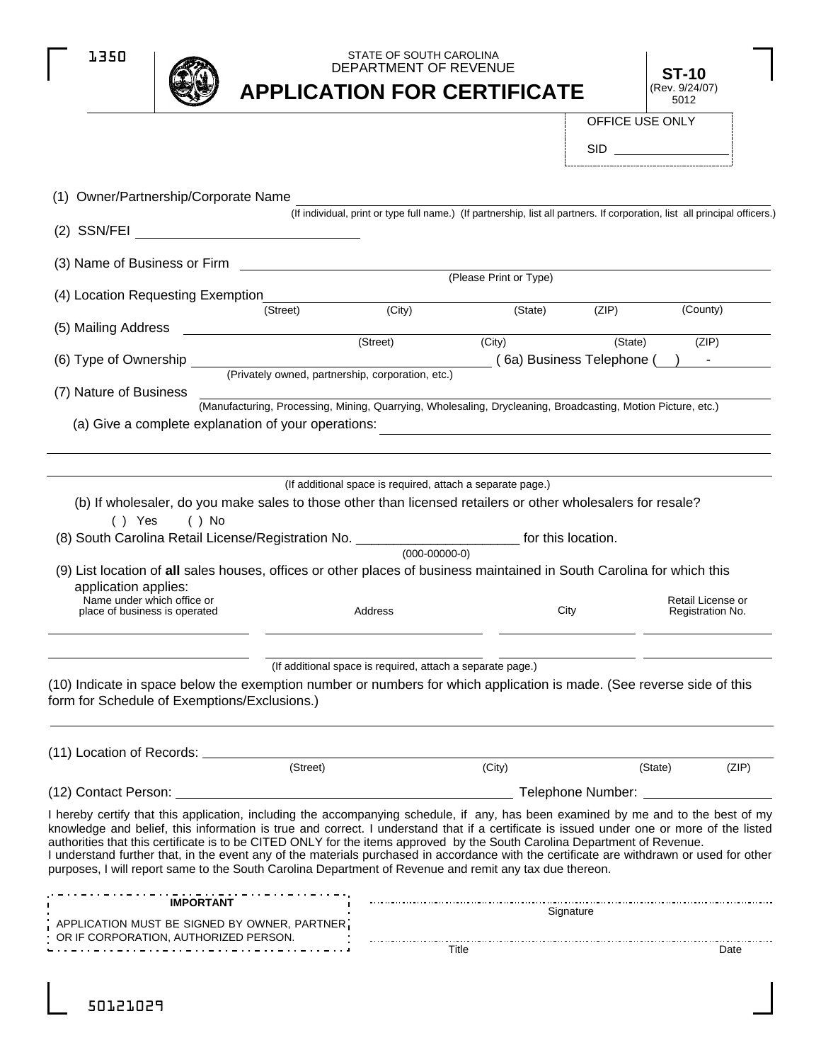1350

STATE OF SOUTH CAROLINA
DEPARTMENT OF REVENUE

# APPLICATION FOR CERTIFICATE

**ST-10**
(Rev. 9/24/07)
5012

OFFICE USE ONLY

SID ________________

(1) Owner/Partnership/Corporate Name ____________________________________________
(If individual, print or type full name.) (If partnership, list all partners. If corporation, list all principal officers.)

(2) SSN/FEI ____________________________

(3) Name of Business or Firm ____________________________________________
(Please Print or Type)

(4) Location Requesting Exemption ____________________________________________
(Street) (City) (State) (ZIP) (County)

(5) Mailing Address ____________________________________________
(Street) (City) (State) (ZIP)

(6) Type of Ownership ______________________________ (6a) Business Telephone ( ) -
(Privately owned, partnership, corporation, etc.)

(7) Nature of Business ____________________________________________
(Manufacturing, Processing, Mining, Quarrying, Wholesaling, Drycleaning, Broadcasting, Motion Picture, etc.)

(a) Give a complete explanation of your operations: ____________________________________________

____________________________________________

____________________________________________
(If additional space is required, attach a separate page.)

(b) If wholesaler, do you make sales to those other than licensed retailers or other wholesalers for resale?

( ) Yes ( ) No

(8) South Carolina Retail License/Registration No. ______________________ for this location.
(000-00000-0)

(9) List location of **all** sales houses, offices or other places of business maintained in South Carolina for which this application applies:

| Name under which office or place of business is operated | Address | City | Retail License or Registration No. |
|---|---|---|---|
| | | | |
| | | | |

(If additional space is required, attach a separate page.)

(10) Indicate in space below the exemption number or numbers for which application is made. (See reverse side of this form for Schedule of Exemptions/Exclusions.)

____________________________________________

(11) Location of Records: ____________________________________________
(Street) (City) (State) (ZIP)

(12) Contact Person: ______________________________ Telephone Number: ________________

I hereby certify that this application, including the accompanying schedule, if any, has been examined by me and to the best of my knowledge and belief, this information is true and correct. I understand that if a certificate is issued under one or more of the listed authorities that this certificate is to be CITED ONLY for the items approved by the South Carolina Department of Revenue.
I understand further that, in the event any of the materials purchased in accordance with the certificate are withdrawn or used for other purposes, I will report same to the South Carolina Department of Revenue and remit any tax due thereon.

**IMPORTANT**

APPLICATION MUST BE SIGNED BY OWNER, PARTNER OR IF CORPORATION, AUTHORIZED PERSON.

____________________________________________
Signature

____________________________________________
Title Date

50121029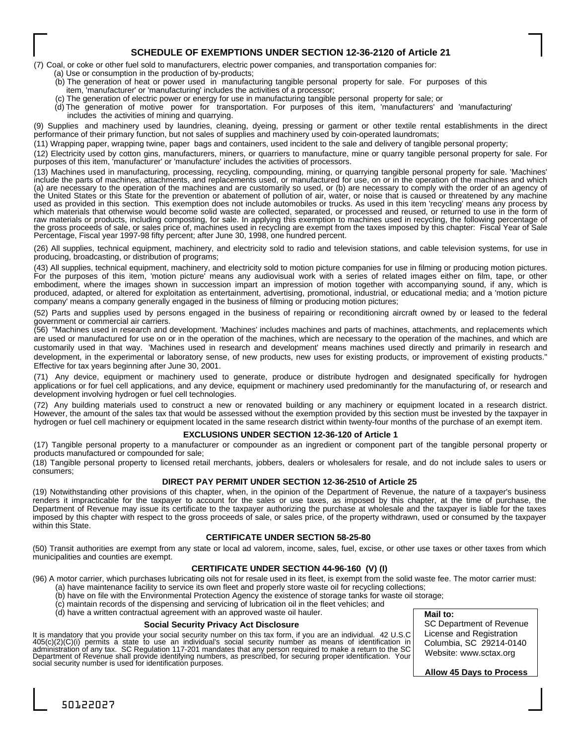## SCHEDULE OF EXEMPTIONS UNDER SECTION 12-36-2120 of Article 21

(7) Coal, or coke or other fuel sold to manufacturers, electric power companies, and transportation companies for:

(a) Use or consumption in the production of by-products;

(b) The generation of heat or power used in manufacturing tangible personal property for sale. For purposes of this item, 'manufacturer' or 'manufacturing' includes the activities of a processor;

(c) The generation of electric power or energy for use in manufacturing tangible personal property for sale; or

(d) The generation of motive power for transportation. For purposes of this item, 'manufacturers' and 'manufacturing' includes the activities of mining and quarrying.

(9) Supplies and machinery used by laundries, cleaning, dyeing, pressing or garment or other textile rental establishments in the direct performance of their primary function, but not sales of supplies and machinery used by coin-operated laundromats;

(11) Wrapping paper, wrapping twine, paper bags and containers, used incident to the sale and delivery of tangible personal property;

(12) Electricity used by cotton gins, manufacturers, miners, or quarriers to manufacture, mine or quarry tangible personal property for sale. For purposes of this item, 'manufacturer' or 'manufacture' includes the activities of processors.

(13) Machines used in manufacturing, processing, recycling, compounding, mining, or quarrying tangible personal property for sale. 'Machines' include the parts of machines, attachments, and replacements used, or manufactured for use, on or in the operation of the machines and which (a) are necessary to the operation of the machines and are customarily so used, or (b) are necessary to comply with the order of an agency of the United States or this State for the prevention or abatement of pollution of air, water, or noise that is caused or threatened by any machine used as provided in this section. This exemption does not include automobiles or trucks. As used in this item 'recycling' means any process by which materials that otherwise would become solid waste are collected, separated, or processed and reused, or returned to use in the form of raw materials or products, including composting, for sale. In applying this exemption to machines used in recycling, the following percentage of the gross proceeds of sale, or sales price, of machines used in recycling are exempt from the taxes imposed by this chapter: Fiscal Year of Sale Percentage, Fiscal year 1997-98 fifty percent; after June 30, 1998, one hundred percent.

(26) All supplies, technical equipment, machinery, and electricity sold to radio and television stations, and cable television systems, for use in producing, broadcasting, or distribution of programs;

(43) All supplies, technical equipment, machinery, and electricity sold to motion picture companies for use in filming or producing motion pictures. For the purposes of this item, 'motion picture' means any audiovisual work with a series of related images either on film, tape, or other embodiment, where the images shown in succession impart an impression of motion together with accompanying sound, if any, which is produced, adapted, or altered for exploitation as entertainment, advertising, promotional, industrial, or educational media; and a 'motion picture company' means a company generally engaged in the business of filming or producing motion pictures;

(52) Parts and supplies used by persons engaged in the business of repairing or reconditioning aircraft owned by or leased to the federal government or commercial air carriers.

(56) "Machines used in research and development. 'Machines' includes machines and parts of machines, attachments, and replacements which are used or manufactured for use on or in the operation of the machines, which are necessary to the operation of the machines, and which are customarily used in that way. 'Machines used in research and development' means machines used directly and primarily in research and development, in the experimental or laboratory sense, of new products, new uses for existing products, or improvement of existing products." Effective for tax years beginning after June 30, 2001.

(71) Any device, equipment or machinery used to generate, produce or distribute hydrogen and designated specifically for hydrogen applications or for fuel cell applications, and any device, equipment or machinery used predominantly for the manufacturing of, or research and development involving hydrogen or fuel cell technologies.

(72) Any building materials used to construct a new or renovated building or any machinery or equipment located in a research district. However, the amount of the sales tax that would be assessed without the exemption provided by this section must be invested by the taxpayer in hydrogen or fuel cell machinery or equipment located in the same research district within twenty-four months of the purchase of an exempt item.

### EXCLUSIONS UNDER SECTION 12-36-120 of Article 1

(17) Tangible personal property to a manufacturer or compounder as an ingredient or component part of the tangible personal property or products manufactured or compounded for sale;

(18) Tangible personal property to licensed retail merchants, jobbers, dealers or wholesalers for resale, and do not include sales to users or consumers;

### DIRECT PAY PERMIT UNDER SECTION 12-36-2510 of Article 25

(19) Notwithstanding other provisions of this chapter, when, in the opinion of the Department of Revenue, the nature of a taxpayer's business renders it impracticable for the taxpayer to account for the sales or use taxes, as imposed by this chapter, at the time of purchase, the Department of Revenue may issue its certificate to the taxpayer authorizing the purchase at wholesale and the taxpayer is liable for the taxes imposed by this chapter with respect to the gross proceeds of sale, or sales price, of the property withdrawn, used or consumed by the taxpayer within this State.

### CERTIFICATE UNDER SECTION 58-25-80

(50) Transit authorities are exempt from any state or local ad valorem, income, sales, fuel, excise, or other use taxes or other taxes from which municipalities and counties are exempt.

### CERTIFICATE UNDER SECTION 44-96-160 (V) (I)

(96) A motor carrier, which purchases lubricating oils not for resale used in its fleet, is exempt from the solid waste fee. The motor carrier must:

(a) have maintenance facility to service its own fleet and properly store waste oil for recycling collections;

(b) have on file with the Environmental Protection Agency the existence of storage tanks for waste oil storage;

(c) maintain records of the dispensing and servicing of lubrication oil in the fleet vehicles; and

(d) have a written contractual agreement with an approved waste oil hauler.

### Social Security Privacy Act Disclosure

It is mandatory that you provide your social security number on this tax form, if you are an individual. 42 U.S.C 405(c)(2)(C)(i) permits a state to use an individual's social security number as means of identification in administration of any tax. SC Regulation 117-201 mandates that any person required to make a return to the SC Department of Revenue shall provide identifying numbers, as prescribed, for securing proper identification. Your social security number is used for identification purposes.

**Mail to:**
SC Department of Revenue
License and Registration
Columbia, SC 29214-0140
Website: www.sctax.org

**Allow 45 Days to Process**

50122027